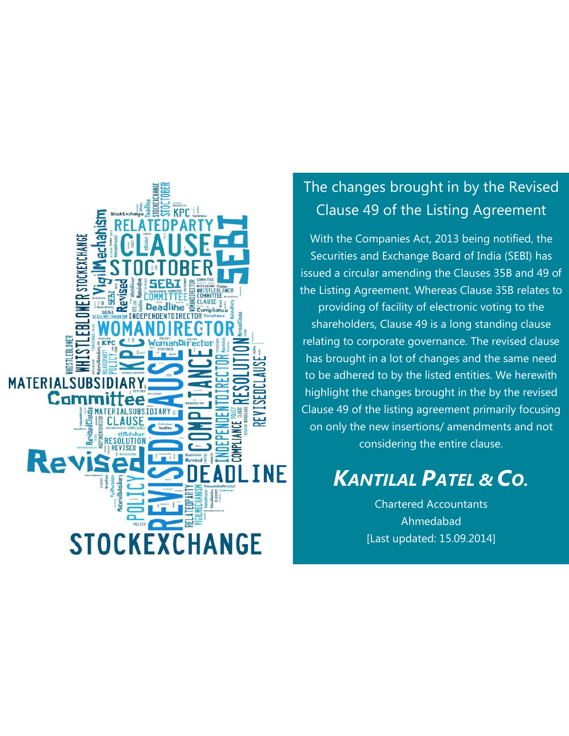# The changes brought in by the Revised Clause 49 of the Listing Agreement

With the Companies Act, 2013 being notified, the Securities and Exchange Board of India (SEBI) has issued a circular amending the Clauses 35B and 49 of the Listing Agreement. Whereas Clause 35B relates to providing of facility of electronic voting to the shareholders, Clause 49 is a long standing clause relating to corporate governance. The revised clause has brought in a lot of changes and the same need to be adhered to by the listed entities. We herewith highlight the changes brought in the by the revised Clause 49 of the listing agreement primarily focusing on only the new insertions/ amendments and not considering the entire clause.

## *KANTILAL PATEL & CO.*

Chartered Accountants

Ahmedabad

[Last updated: 15.09.2014]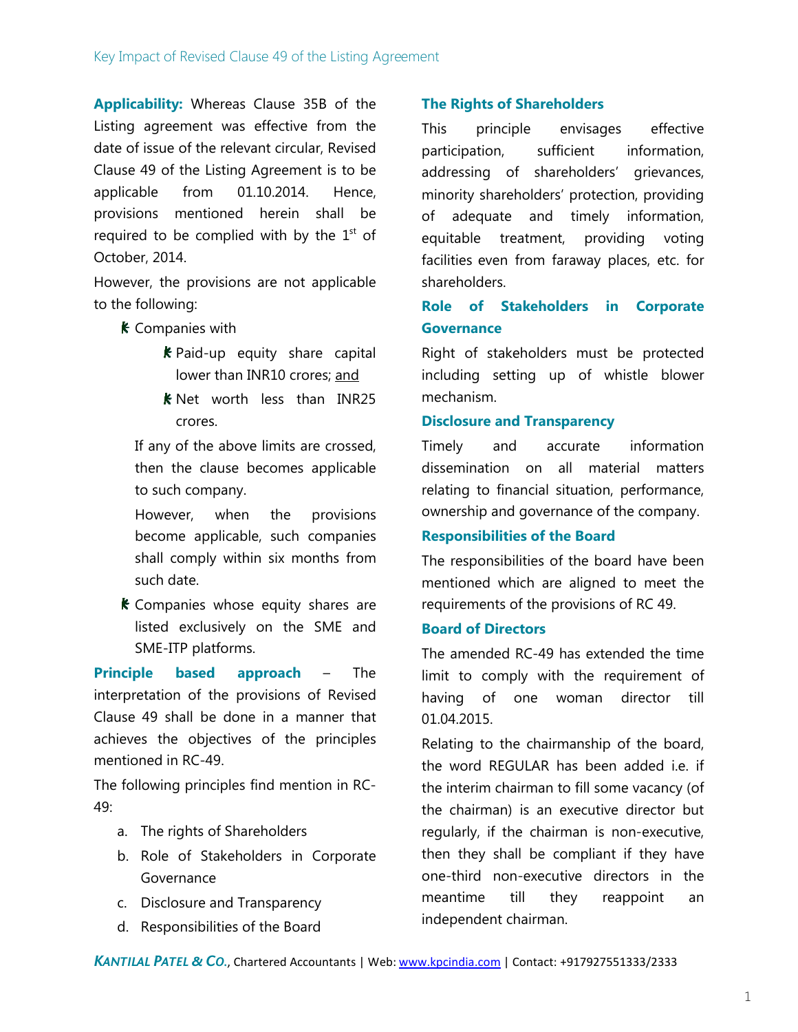Key Impact of Revised Clause 49 of the Listing Agreement

**Applicability:** Whereas Clause 35B of the Listing agreement was effective from the date of issue of the relevant circular, Revised Clause 49 of the Listing Agreement is to be applicable from 01.10.2014. Hence, provisions mentioned herein shall be required to be complied with by the 1st of October, 2014.

However, the provisions are not applicable to the following:

- Companies with
  - Paid-up equity share capital lower than INR10 crores; and
  - Net worth less than INR25 crores.

  If any of the above limits are crossed, then the clause becomes applicable to such company.

  However, when the provisions become applicable, such companies shall comply within six months from such date.
- Companies whose equity shares are listed exclusively on the SME and SME-ITP platforms.

**Principle based approach** – The interpretation of the provisions of Revised Clause 49 shall be done in a manner that achieves the objectives of the principles mentioned in RC-49.

The following principles find mention in RC-49:

a. The rights of Shareholders
b. Role of Stakeholders in Corporate Governance
c. Disclosure and Transparency
d. Responsibilities of the Board

### The Rights of Shareholders

This principle envisages effective participation, sufficient information, addressing of shareholders' grievances, minority shareholders' protection, providing of adequate and timely information, equitable treatment, providing voting facilities even from faraway places, etc. for shareholders.

### Role of Stakeholders in Corporate Governance

Right of stakeholders must be protected including setting up of whistle blower mechanism.

### Disclosure and Transparency

Timely and accurate information dissemination on all material matters relating to financial situation, performance, ownership and governance of the company.

### Responsibilities of the Board

The responsibilities of the board have been mentioned which are aligned to meet the requirements of the provisions of RC 49.

### Board of Directors

The amended RC-49 has extended the time limit to comply with the requirement of having of one woman director till 01.04.2015.

Relating to the chairmanship of the board, the word REGULAR has been added i.e. if the interim chairman to fill some vacancy (of the chairman) is an executive director but regularly, if the chairman is non-executive, then they shall be compliant if they have one-third non-executive directors in the meantime till they reappoint an independent chairman.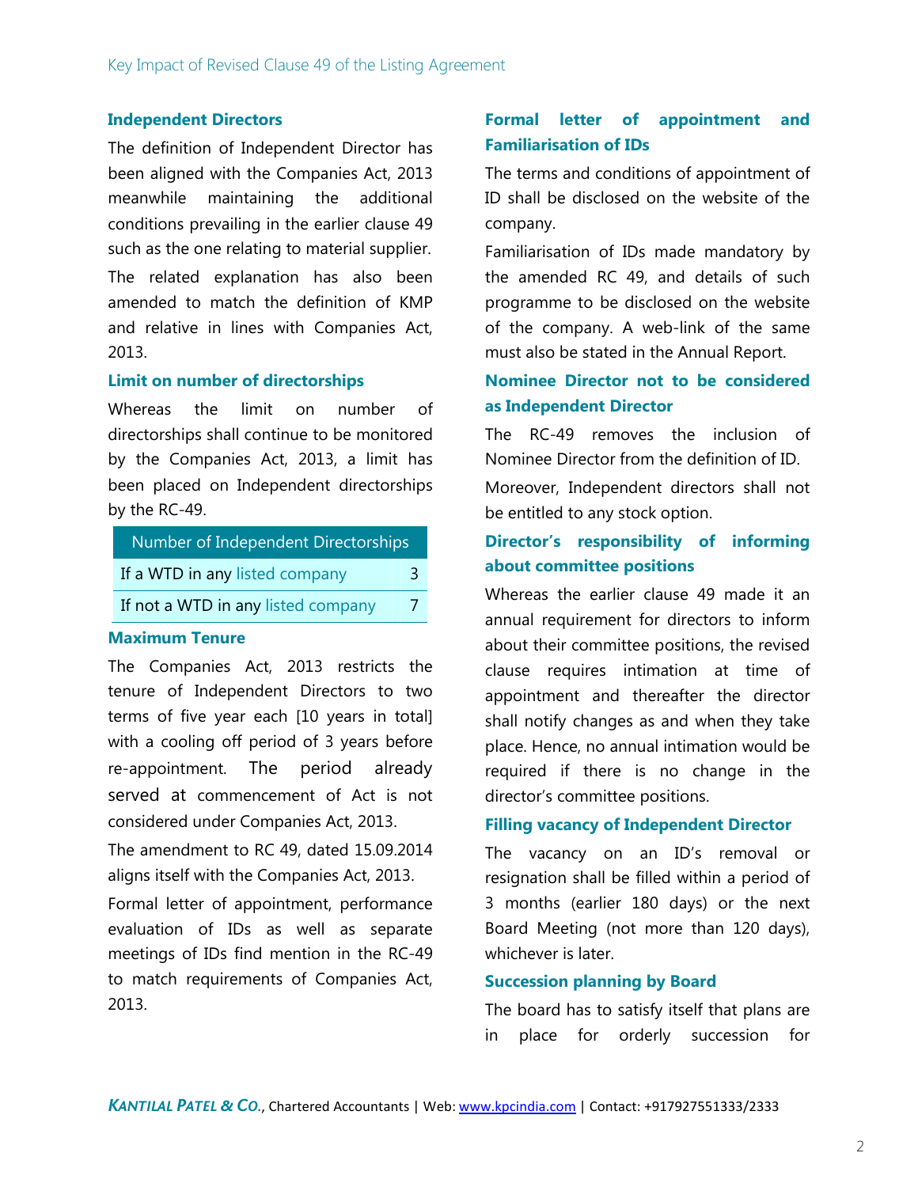### Independent Directors

The definition of Independent Director has been aligned with the Companies Act, 2013 meanwhile maintaining the additional conditions prevailing in the earlier clause 49 such as the one relating to material supplier.

The related explanation has also been amended to match the definition of KMP and relative in lines with Companies Act, 2013.

### Limit on number of directorships

Whereas the limit on number of directorships shall continue to be monitored by the Companies Act, 2013, a limit has been placed on Independent directorships by the RC-49.

| Number of Independent Directorships | |
|---|---|
| If a WTD in any listed company | 3 |
| If not a WTD in any listed company | 7 |

### Maximum Tenure

The Companies Act, 2013 restricts the tenure of Independent Directors to two terms of five year each [10 years in total] with a cooling off period of 3 years before re-appointment. The period already served at commencement of Act is not considered under Companies Act, 2013.

The amendment to RC 49, dated 15.09.2014 aligns itself with the Companies Act, 2013.

Formal letter of appointment, performance evaluation of IDs as well as separate meetings of IDs find mention in the RC-49 to match requirements of Companies Act, 2013.

### Formal letter of appointment and Familiarisation of IDs

The terms and conditions of appointment of ID shall be disclosed on the website of the company.

Familiarisation of IDs made mandatory by the amended RC 49, and details of such programme to be disclosed on the website of the company. A web-link of the same must also be stated in the Annual Report.

### Nominee Director not to be considered as Independent Director

The RC-49 removes the inclusion of Nominee Director from the definition of ID.

Moreover, Independent directors shall not be entitled to any stock option.

### Director's responsibility of informing about committee positions

Whereas the earlier clause 49 made it an annual requirement for directors to inform about their committee positions, the revised clause requires intimation at time of appointment and thereafter the director shall notify changes as and when they take place. Hence, no annual intimation would be required if there is no change in the director's committee positions.

### Filling vacancy of Independent Director

The vacancy on an ID's removal or resignation shall be filled within a period of 3 months (earlier 180 days) or the next Board Meeting (not more than 120 days), whichever is later.

### Succession planning by Board

The board has to satisfy itself that plans are in place for orderly succession for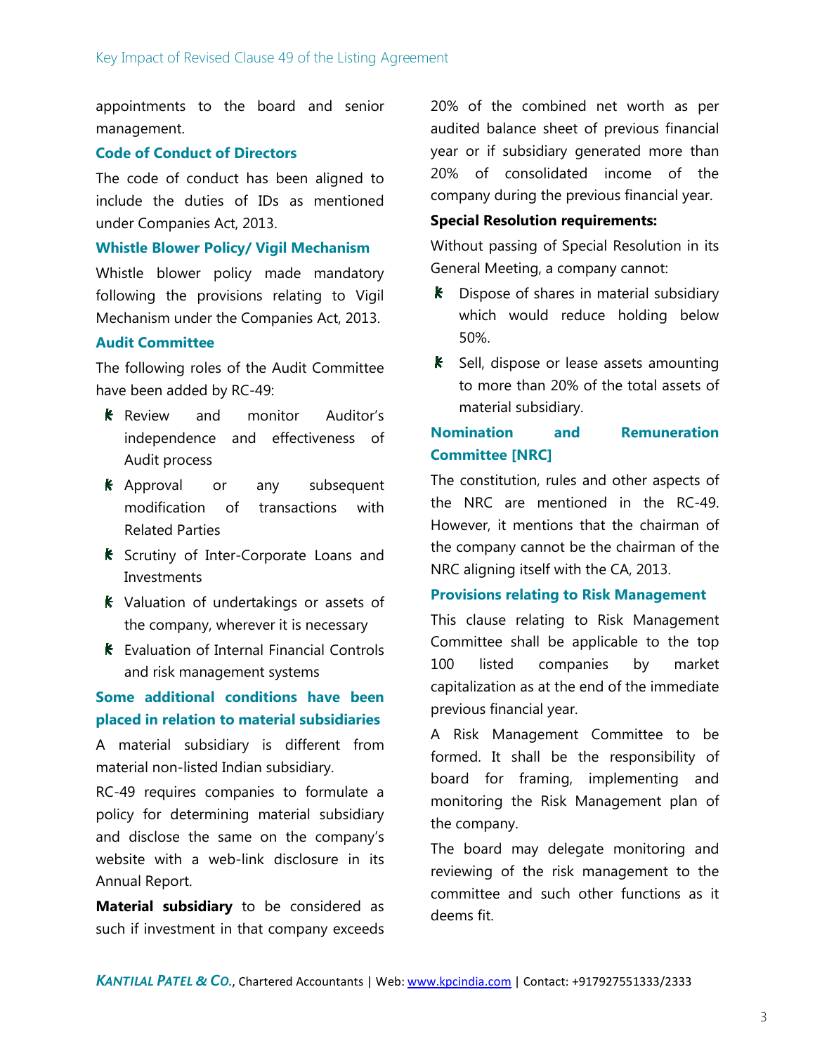appointments to the board and senior management.

### Code of Conduct of Directors

The code of conduct has been aligned to include the duties of IDs as mentioned under Companies Act, 2013.

### Whistle Blower Policy/ Vigil Mechanism

Whistle blower policy made mandatory following the provisions relating to Vigil Mechanism under the Companies Act, 2013.

### Audit Committee

The following roles of the Audit Committee have been added by RC-49:

- Review and monitor Auditor's independence and effectiveness of Audit process
- Approval or any subsequent modification of transactions with Related Parties
- Scrutiny of Inter-Corporate Loans and Investments
- Valuation of undertakings or assets of the company, wherever it is necessary
- Evaluation of Internal Financial Controls and risk management systems

### Some additional conditions have been placed in relation to material subsidiaries

A material subsidiary is different from material non-listed Indian subsidiary.

RC-49 requires companies to formulate a policy for determining material subsidiary and disclose the same on the company's website with a web-link disclosure in its Annual Report.

**Material subsidiary** to be considered as such if investment in that company exceeds 20% of the combined net worth as per audited balance sheet of previous financial year or if subsidiary generated more than 20% of consolidated income of the company during the previous financial year.

**Special Resolution requirements:**

Without passing of Special Resolution in its General Meeting, a company cannot:

- Dispose of shares in material subsidiary which would reduce holding below 50%.
- Sell, dispose or lease assets amounting to more than 20% of the total assets of material subsidiary.

### Nomination and Remuneration Committee [NRC]

The constitution, rules and other aspects of the NRC are mentioned in the RC-49. However, it mentions that the chairman of the company cannot be the chairman of the NRC aligning itself with the CA, 2013.

### Provisions relating to Risk Management

This clause relating to Risk Management Committee shall be applicable to the top 100 listed companies by market capitalization as at the end of the immediate previous financial year.

A Risk Management Committee to be formed. It shall be the responsibility of board for framing, implementing and monitoring the Risk Management plan of the company.

The board may delegate monitoring and reviewing of the risk management to the committee and such other functions as it deems fit.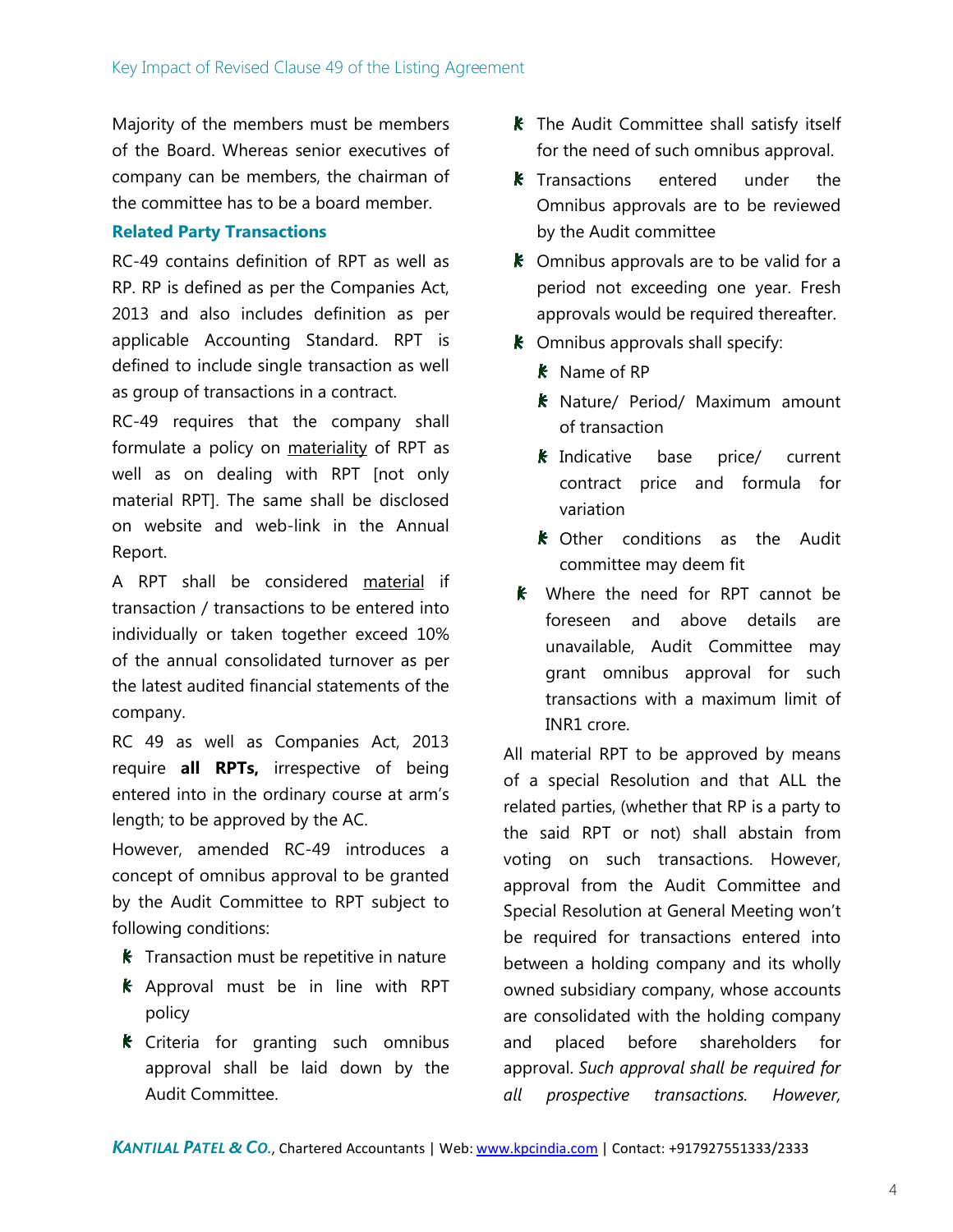Majority of the members must be members of the Board. Whereas senior executives of company can be members, the chairman of the committee has to be a board member.

### Related Party Transactions

RC-49 contains definition of RPT as well as RP. RP is defined as per the Companies Act, 2013 and also includes definition as per applicable Accounting Standard. RPT is defined to include single transaction as well as group of transactions in a contract.

RC-49 requires that the company shall formulate a policy on materiality of RPT as well as on dealing with RPT [not only material RPT]. The same shall be disclosed on website and web-link in the Annual Report.

A RPT shall be considered material if transaction / transactions to be entered into individually or taken together exceed 10% of the annual consolidated turnover as per the latest audited financial statements of the company.

RC 49 as well as Companies Act, 2013 require **all RPTs,** irrespective of being entered into in the ordinary course at arm's length; to be approved by the AC.

However, amended RC-49 introduces a concept of omnibus approval to be granted by the Audit Committee to RPT subject to following conditions:

- Transaction must be repetitive in nature
- Approval must be in line with RPT policy
- Criteria for granting such omnibus approval shall be laid down by the Audit Committee.
- The Audit Committee shall satisfy itself for the need of such omnibus approval.
- Transactions entered under the Omnibus approvals are to be reviewed by the Audit committee
- Omnibus approvals are to be valid for a period not exceeding one year. Fresh approvals would be required thereafter.
- Omnibus approvals shall specify:
  - Name of RP
  - Nature/ Period/ Maximum amount of transaction
  - Indicative base price/ current contract price and formula for variation
  - Other conditions as the Audit committee may deem fit
- Where the need for RPT cannot be foreseen and above details are unavailable, Audit Committee may grant omnibus approval for such transactions with a maximum limit of INR1 crore.

All material RPT to be approved by means of a special Resolution and that ALL the related parties, (whether that RP is a party to the said RPT or not) shall abstain from voting on such transactions. However, approval from the Audit Committee and Special Resolution at General Meeting won't be required for transactions entered into between a holding company and its wholly owned subsidiary company, whose accounts are consolidated with the holding company and placed before shareholders for approval. *Such approval shall be required for all prospective transactions. However,*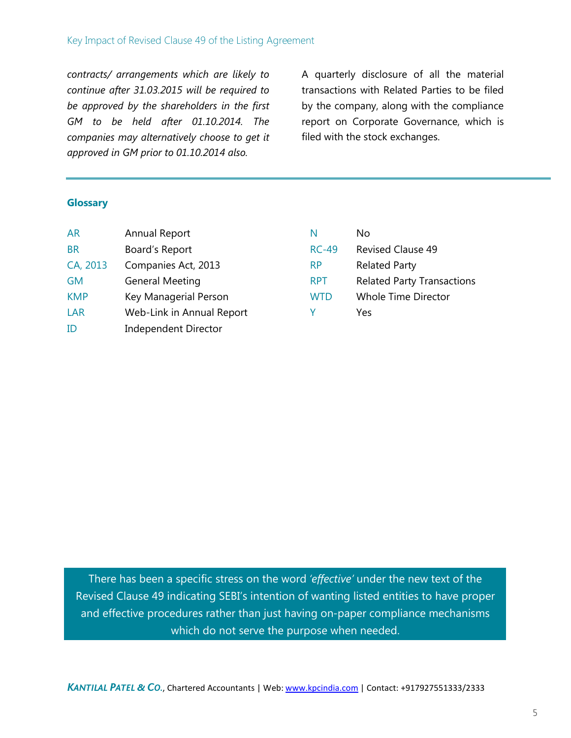*contracts/ arrangements which are likely to continue after 31.03.2015 will be required to be approved by the shareholders in the first GM to be held after 01.10.2014. The companies may alternatively choose to get it approved in GM prior to 01.10.2014 also.*

A quarterly disclosure of all the material transactions with Related Parties to be filed by the company, along with the compliance report on Corporate Governance, which is filed with the stock exchanges.

---

**Glossary**

| | |
|---|---|
| AR | Annual Report |
| BR | Board's Report |
| CA, 2013 | Companies Act, 2013 |
| GM | General Meeting |
| KMP | Key Managerial Person |
| LAR | Web-Link in Annual Report |
| ID | Independent Director |
| N | No |
| RC-49 | Revised Clause 49 |
| RP | Related Party |
| RPT | Related Party Transactions |
| WTD | Whole Time Director |
| Y | Yes |

There has been a specific stress on the word *'effective'* under the new text of the Revised Clause 49 indicating SEBI's intention of wanting listed entities to have proper and effective procedures rather than just having on-paper compliance mechanisms which do not serve the purpose when needed.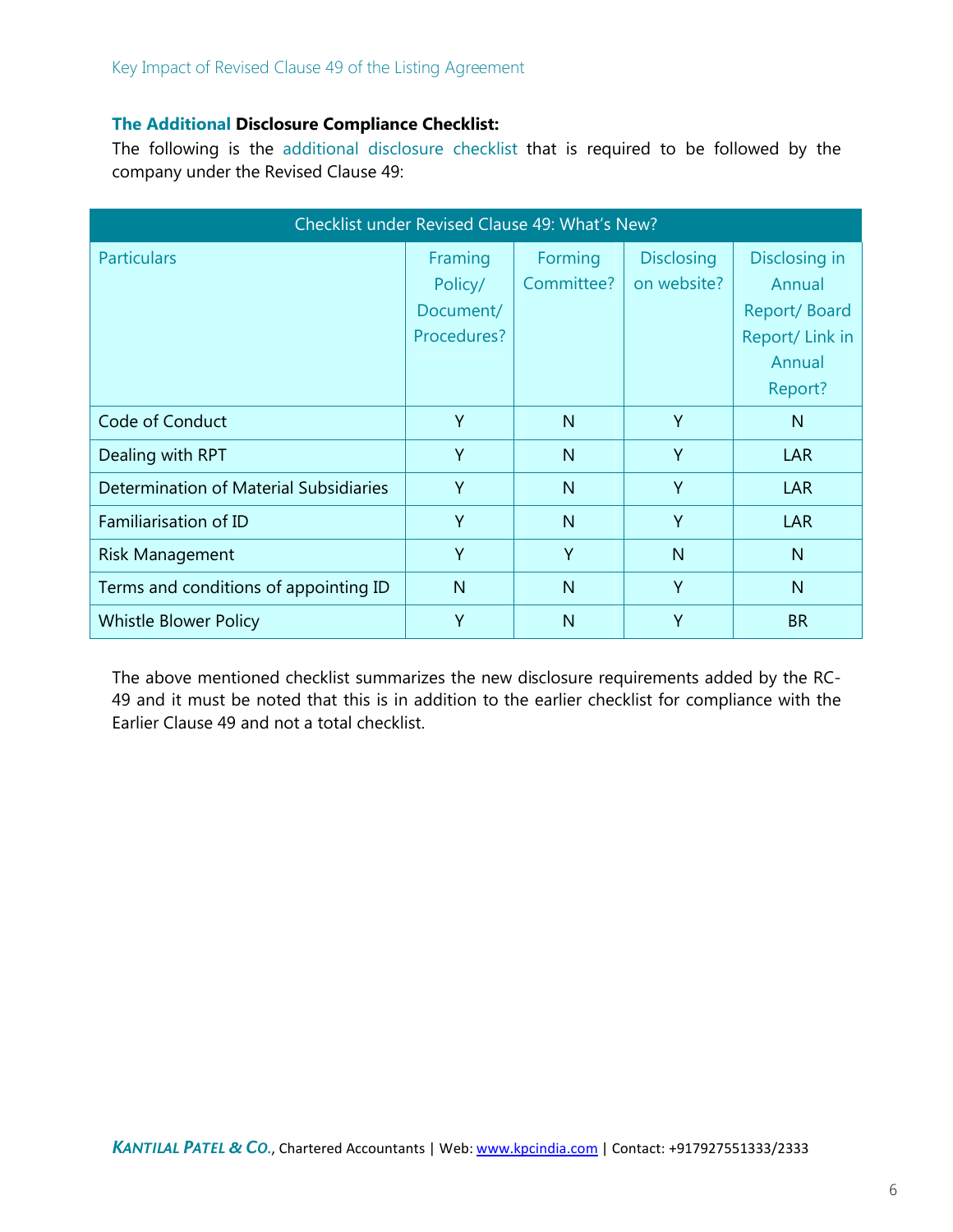## The Additional Disclosure Compliance Checklist:

The following is the additional disclosure checklist that is required to be followed by the company under the Revised Clause 49:

| Checklist under Revised Clause 49: What's New? | | | | |
|---|---|---|---|---|
| Particulars | Framing Policy/ Document/ Procedures? | Forming Committee? | Disclosing on website? | Disclosing in Annual Report/ Board Report/ Link in Annual Report? |
| Code of Conduct | Y | N | Y | N |
| Dealing with RPT | Y | N | Y | LAR |
| Determination of Material Subsidiaries | Y | N | Y | LAR |
| Familiarisation of ID | Y | N | Y | LAR |
| Risk Management | Y | Y | N | N |
| Terms and conditions of appointing ID | N | N | Y | N |
| Whistle Blower Policy | Y | N | Y | BR |

The above mentioned checklist summarizes the new disclosure requirements added by the RC-49 and it must be noted that this is in addition to the earlier checklist for compliance with the Earlier Clause 49 and not a total checklist.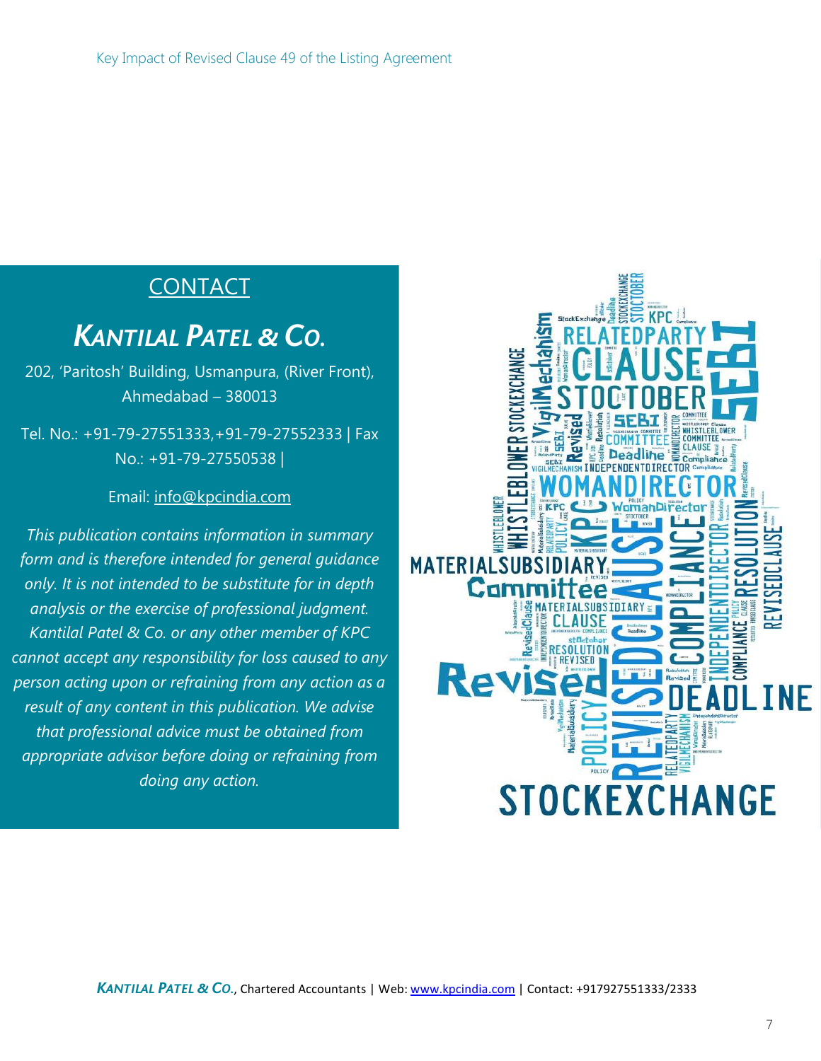## CONTACT

# *KANTILAL PATEL & CO.*

202, 'Paritosh' Building, Usmanpura, (River Front), Ahmedabad – 380013

Tel. No.: +91-79-27551333,+91-79-27552333 | Fax No.: +91-79-27550538 |

Email: info@kpcindia.com

*This publication contains information in summary form and is therefore intended for general guidance only. It is not intended to be substitute for in depth analysis or the exercise of professional judgment. Kantilal Patel & Co. or any other member of KPC cannot accept any responsibility for loss caused to any person acting upon or refraining from any action as a result of any content in this publication. We advise that professional advice must be obtained from appropriate advisor before doing or refraining from doing any action.*